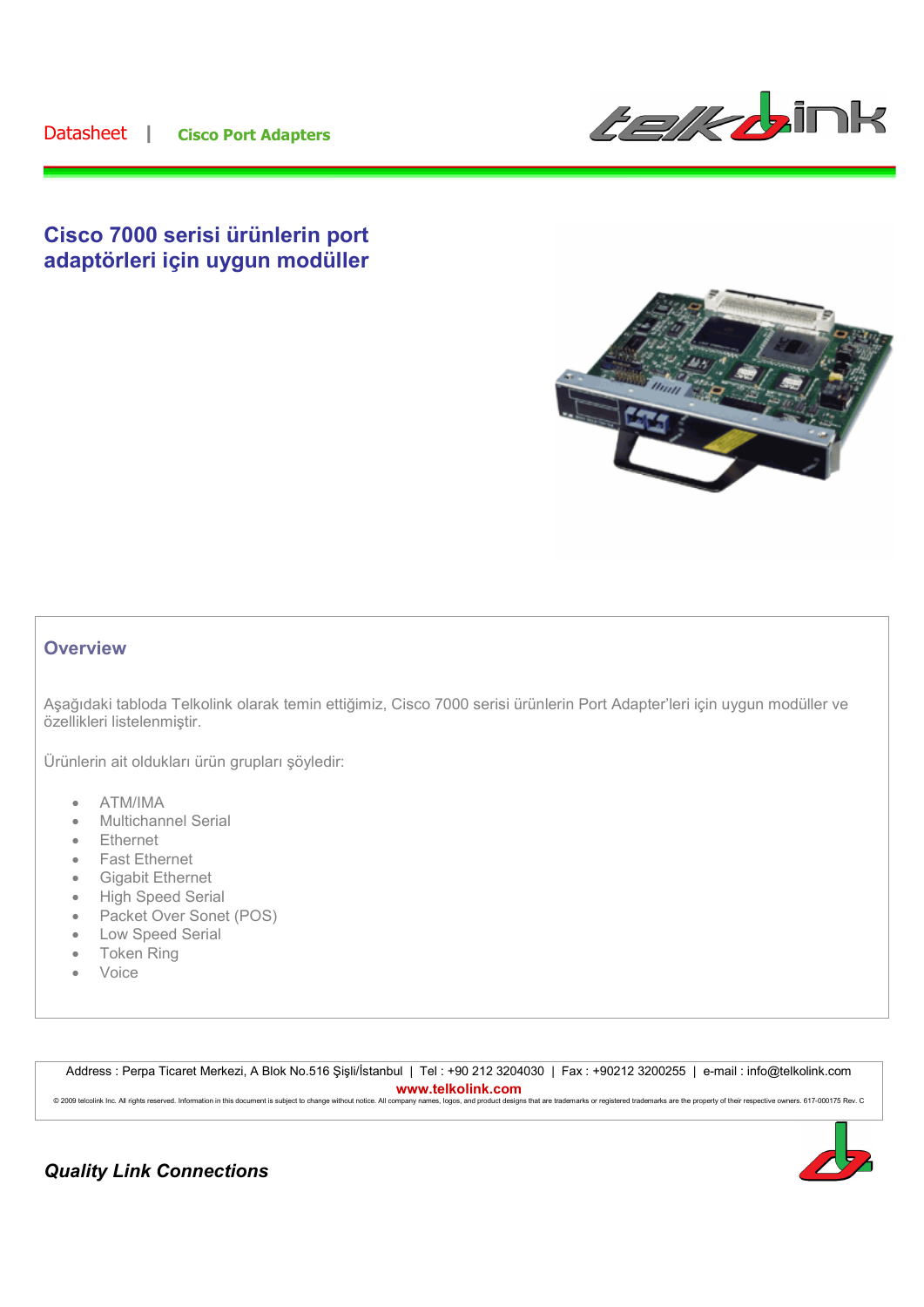Datasheet | **Cisco Port Adapters**

# Cisco 7000 serisi ürünlerin port adaptörleri için uygun modüller

## Overview

Aşağıdaki tabloda Telkolink olarak temin ettiğimiz, Cisco 7000 serisi ürünlerin Port Adapter'leri için uygun modüller ve özellikleri listelenmiştir.

Ürünlerin ait oldukları ürün grupları şöyledir:

- ATM/IMA
- Multichannel Serial
- Ethernet
- Fast Ethernet
- Gigabit Ethernet
- High Speed Serial
- Packet Over Sonet (POS)
- Low Speed Serial
- Token Ring
- Voice

Address : Perpa Ticaret Merkezi, A Blok No.516 Şişli/İstanbul | Tel : +90 212 3204030 | Fax : +90212 3200255 | e-mail : info@telkolink.com

www.telkolink.com

© 2009 telcolink Inc. All rights reserved. Information in this document is subject to change without notice. All company names, logos, and product designs that are trademarks or registered trademarks are the property of their respective owners. 617-000175 Rev. C

***Quality Link Connections***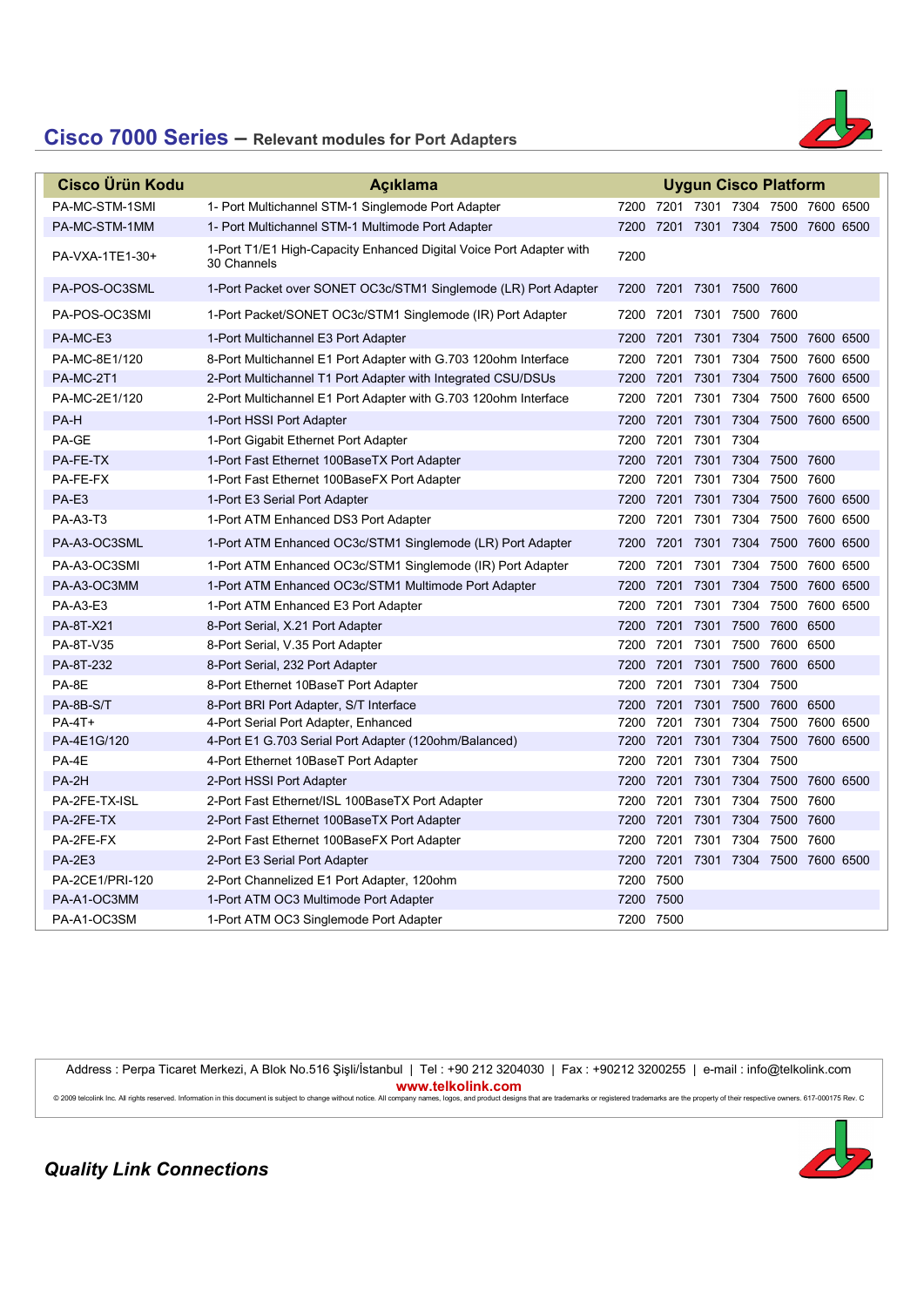## Cisco 7000 Series – Relevant modules for Port Adapters

| Cisco Ürün Kodu | Açıklama | Uygun Cisco Platform |
|---|---|---|
| PA-MC-STM-1SMI | 1- Port Multichannel STM-1 Singlemode Port Adapter | 7200 7201 7301 7304 7500 7600 6500 |
| PA-MC-STM-1MM | 1- Port Multichannel STM-1 Multimode Port Adapter | 7200 7201 7301 7304 7500 7600 6500 |
| PA-VXA-1TE1-30+ | 1-Port T1/E1 High-Capacity Enhanced Digital Voice Port Adapter with 30 Channels | 7200 |
| PA-POS-OC3SML | 1-Port Packet over SONET OC3c/STM1 Singlemode (LR) Port Adapter | 7200 7201 7301 7500 7600 |
| PA-POS-OC3SMI | 1-Port Packet/SONET OC3c/STM1 Singlemode (IR) Port Adapter | 7200 7201 7301 7500 7600 |
| PA-MC-E3 | 1-Port Multichannel E3 Port Adapter | 7200 7201 7301 7304 7500 7600 6500 |
| PA-MC-8E1/120 | 8-Port Multichannel E1 Port Adapter with G.703 120ohm Interface | 7200 7201 7301 7304 7500 7600 6500 |
| PA-MC-2T1 | 2-Port Multichannel T1 Port Adapter with Integrated CSU/DSUs | 7200 7201 7301 7304 7500 7600 6500 |
| PA-MC-2E1/120 | 2-Port Multichannel E1 Port Adapter with G.703 120ohm Interface | 7200 7201 7301 7304 7500 7600 6500 |
| PA-H | 1-Port HSSI Port Adapter | 7200 7201 7301 7304 7500 7600 6500 |
| PA-GE | 1-Port Gigabit Ethernet Port Adapter | 7200 7201 7301 7304 |
| PA-FE-TX | 1-Port Fast Ethernet 100BaseTX Port Adapter | 7200 7201 7301 7304 7500 7600 |
| PA-FE-FX | 1-Port Fast Ethernet 100BaseFX Port Adapter | 7200 7201 7301 7304 7500 7600 |
| PA-E3 | 1-Port E3 Serial Port Adapter | 7200 7201 7301 7304 7500 7600 6500 |
| PA-A3-T3 | 1-Port ATM Enhanced DS3 Port Adapter | 7200 7201 7301 7304 7500 7600 6500 |
| PA-A3-OC3SML | 1-Port ATM Enhanced OC3c/STM1 Singlemode (LR) Port Adapter | 7200 7201 7301 7304 7500 7600 6500 |
| PA-A3-OC3SMI | 1-Port ATM Enhanced OC3c/STM1 Singlemode (IR) Port Adapter | 7200 7201 7301 7304 7500 7600 6500 |
| PA-A3-OC3MM | 1-Port ATM Enhanced OC3c/STM1 Multimode Port Adapter | 7200 7201 7301 7304 7500 7600 6500 |
| PA-A3-E3 | 1-Port ATM Enhanced E3 Port Adapter | 7200 7201 7301 7304 7500 7600 6500 |
| PA-8T-X21 | 8-Port Serial, X.21 Port Adapter | 7200 7201 7301 7500 7600 6500 |
| PA-8T-V35 | 8-Port Serial, V.35 Port Adapter | 7200 7201 7301 7500 7600 6500 |
| PA-8T-232 | 8-Port Serial, 232 Port Adapter | 7200 7201 7301 7500 7600 6500 |
| PA-8E | 8-Port Ethernet 10BaseT Port Adapter | 7200 7201 7301 7304 7500 |
| PA-8B-S/T | 8-Port BRI Port Adapter, S/T Interface | 7200 7201 7301 7500 7600 6500 |
| PA-4T+ | 4-Port Serial Port Adapter, Enhanced | 7200 7201 7301 7304 7500 7600 6500 |
| PA-4E1G/120 | 4-Port E1 G.703 Serial Port Adapter (120ohm/Balanced) | 7200 7201 7301 7304 7500 7600 6500 |
| PA-4E | 4-Port Ethernet 10BaseT Port Adapter | 7200 7201 7301 7304 7500 |
| PA-2H | 2-Port HSSI Port Adapter | 7200 7201 7301 7304 7500 7600 6500 |
| PA-2FE-TX-ISL | 2-Port Fast Ethernet/ISL 100BaseTX Port Adapter | 7200 7201 7301 7304 7500 7600 |
| PA-2FE-TX | 2-Port Fast Ethernet 100BaseTX Port Adapter | 7200 7201 7301 7304 7500 7600 |
| PA-2FE-FX | 2-Port Fast Ethernet 100BaseFX Port Adapter | 7200 7201 7301 7304 7500 7600 |
| PA-2E3 | 2-Port E3 Serial Port Adapter | 7200 7201 7301 7304 7500 7600 6500 |
| PA-2CE1/PRI-120 | 2-Port Channelized E1 Port Adapter, 120ohm | 7200 7500 |
| PA-A1-OC3MM | 1-Port ATM OC3 Multimode Port Adapter | 7200 7500 |
| PA-A1-OC3SM | 1-Port ATM OC3 Singlemode Port Adapter | 7200 7500 |

Address : Perpa Ticaret Merkezi, A Blok No.516 Şişli/İstanbul | Tel : +90 212 3204030 | Fax : +90212 3200255 | e-mail : info@telkolink.com

**www.telkolink.com**

© 2009 telcolink Inc. All rights reserved. Information in this document is subject to change without notice. All company names, logos, and product designs that are trademarks or registered trademarks are the property of their respective owners. 617-000175 Rev. C

***Quality Link Connections***